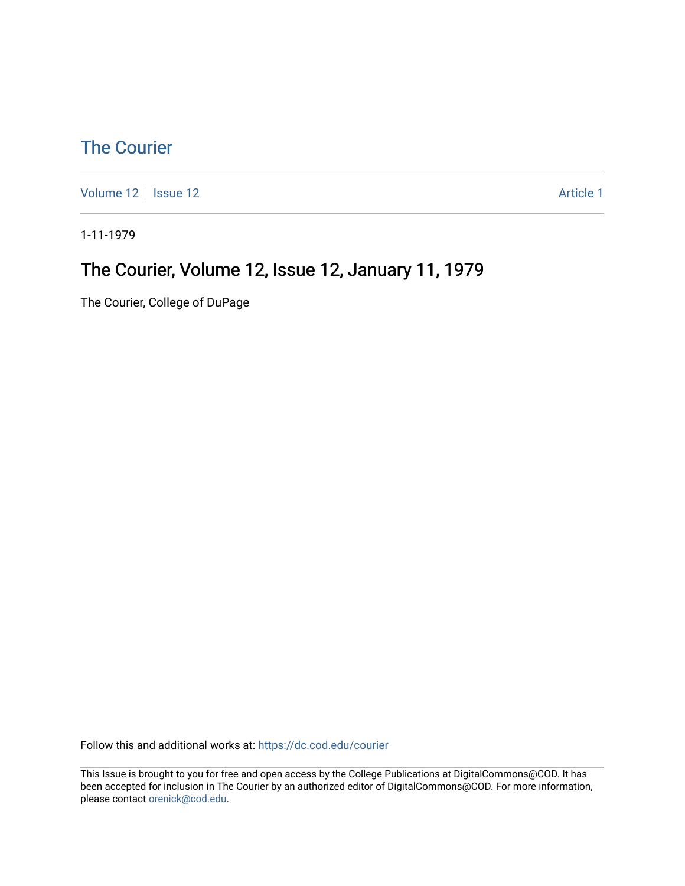# The Courier

Volume 12 | Issue 12 Article 1

1-11-1979

## The Courier, Volume 12, Issue 12, January 11, 1979

The Courier, College of DuPage

Follow this and additional works at: https://dc.cod.edu/courier

This Issue is brought to you for free and open access by the College Publications at DigitalCommons@COD. It has been accepted for inclusion in The Courier by an authorized editor of DigitalCommons@COD. For more information, please contact orenick@cod.edu.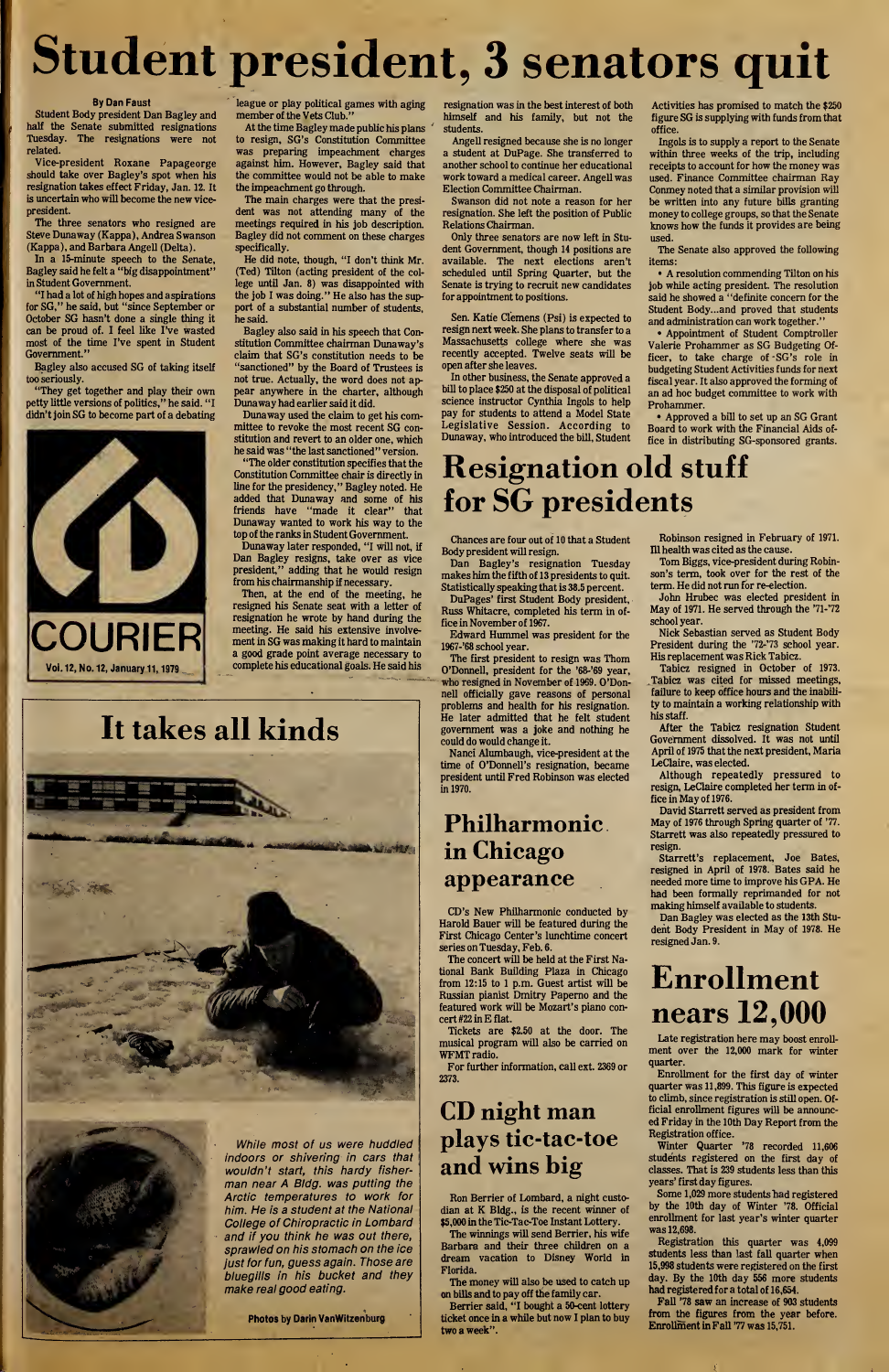# Student president, 3 senators quit

By Dan Faust

Student Body president Dan Bagley and half the Senate submitted resignations Tuesday. The resignations were not related.

Vice-president Roxane Papageorge should take over Bagley's spot when his resignation takes effect Friday, Jan. 12. It is uncertain who will become the new vice-president.

The three senators who resigned are Steve Dunaway (Kappa), Andrea Swanson (Kappa), and Barbara Angell (Delta).

In a 15-minute speech to the Senate, Bagley said he felt a "big disappointment" in Student Government.

"I had a lot of high hopes and aspirations for SG," he said, but "since September or October SG hasn't done a single thing it can be proud of. I feel like I've wasted most of the time I've spent in Student Government."

Bagley also accused SG of taking itself too seriously.

"They get together and play their own petty little versions of politics," he said. "I didn't join SG to become part of a debating league or play political games with aging member of the Vets Club."

At the time Bagley made public his plans to resign, SG's Constitution Committee was preparing impeachment charges against him. However, Bagley said that the committee would not be able to make the impeachment go through.

The main charges were that the president was not attending many of the meetings required in his job description. Bagley did not comment on these charges specifically.

He did note, though, "I don't think Mr. (Ted) Tilton (acting president of the college until Jan. 8) was disappointed with the job I was doing." He also has the support of a substantial number of students, he said.

Bagley also said in his speech that Constitution Committee chairman Dunaway's claim that SG's constitution needs to be "sanctioned" by the Board of Trustees is not true. Actually, the word does not appear anywhere in the charter, although Dunaway had earlier said it did.

Dunaway used the claim to get his committee to revoke the most recent SG constitution and revert to an older one, which he said was "the last sanctioned" version.

"The older constitution specifies that the Constitution Committee chair is directly in line for the presidency," Bagley noted. He added that Dunaway and some of his friends have "made it clear" that Dunaway wanted to work his way to the top of the ranks in Student Government.

Dunaway later responded, "I will not, if Dan Bagley resigns, take over as vice president," adding that he would resign from his chairmanship if necessary.

Then, at the end of the meeting, he resigned his Senate seat with a letter of resignation he wrote by hand during the meeting. He said his extensive involvement in SG was making it hard to maintain a good grade point average necessary to complete his educational goals. He said his resignation was in the best interest of both himself and his family, but not the students.

Angell resigned because she is no longer a student at DuPage. She transferred to another school to continue her educational work toward a medical career. Angell was Election Committee Chairman.

Swanson did not note a reason for her resignation. She left the position of Public Relations Chairman.

Only three senators are now left in Student Government, though 14 positions are available. The next elections aren't scheduled until Spring Quarter, but the Senate is trying to recruit new candidates for appointment to positions.

Sen. Katie Clemens (Psi) is expected to resign next week. She plans to transfer to a Massachusetts college where she was recently accepted. Twelve seats will be open after she leaves.

In other business, the Senate approved a bill to place $250 at the disposal of political science instructor Cynthia Ingols to help pay for students to attend a Model State Legislative Session. According to Dunaway, who introduced the bill, Student Activities has promised to match the $250 figure SG is supplying with funds from that office.

Ingols is to supply a report to the Senate within three weeks of the trip, including receipts to account for how the money was used. Finance Committee chairman Ray Conmey noted that a similar provision will be written into any future bills granting money to college groups, so that the Senate knows how the funds it provides are being used.

The Senate also approved the following items:

- A resolution commending Tilton on his job while acting president. The resolution said he showed a "definite concern for the Student Body...and proved that students and administration can work together."
- Appointment of Student Comptroller Valerie Prohammer as SG Budgeting Officer, to take charge of SG's role in budgeting Student Activities funds for next fiscal year. It also approved the forming of an ad hoc budget committee to work with Prohammer.
- Approved a bill to set up an SG Grant Board to work with the Financial Aids office in distributing SG-sponsored grants.

COURIER

Vol. 12, No. 12, January 11, 1979

# It takes all kinds

*While most of us were huddled indoors or shivering in cars that wouldn't start, this hardy fisherman near A Bldg. was putting the Arctic temperatures to work for him. He is a student at the National College of Chiropractic in Lombard and if you think he was out there, sprawled on his stomach on the ice just for fun, guess again. Those are bluegills in his bucket and they make real good eating.*

Photos by Darin VanWitzenburg

# Resignation old stuff for SG presidents

Chances are four out of 10 that a Student Body president will resign.

Dan Bagley's resignation Tuesday makes him the fifth of 13 presidents to quit. Statistically speaking that is 38.5 percent.

DuPages' first Student Body president, Russ Whitacre, completed his term in office in November of 1967.

Edward Hummel was president for the 1967-'68 school year.

The first president to resign was Thom O'Donnell, president for the '68-'69 year, who resigned in November of 1969. O'Donnell officially gave reasons of personal problems and health for his resignation. He later admitted that he felt student government was a joke and nothing he could do would change it.

Nanci Alumbaugh, vice-president at the time of O'Donnell's resignation, became president until Fred Robinson was elected in 1970.

Robinson resigned in February of 1971. Ill health was cited as the cause.

Tom Biggs, vice-president during Robinson's term, took over for the rest of the term. He did not run for re-election.

John Hrubec was elected president in May of 1971. He served through the '71-'72 school year.

Nick Sebastian served as Student Body President during the '72-'73 school year. His replacement was Rick Tabicz.

Tabicz resigned in October of 1973. Tabicz was cited for missed meetings, failure to keep office hours and the inability to maintain a working relationship with his staff.

After the Tabicz resignation Student Government dissolved. It was not until April of 1975 that the next president, Maria LeClaire, was elected.

Although repeatedly pressured to resign, LeClaire completed her term in office in May of 1976.

David Starrett served as president from May of 1976 through Spring quarter of '77. Starrett was also repeatedly pressured to resign.

Starrett's replacement, Joe Bates, resigned in April of 1978. Bates said he needed more time to improve his GPA. He had been formally reprimanded for not making himself available to students.

Dan Bagley was elected as the 13th Student Body President in May of 1978. He resigned Jan. 9.

# Philharmonic in Chicago appearance

CD's New Philharmonic conducted by Harold Bauer will be featured during the First Chicago Center's lunchtime concert series on Tuesday, Feb. 6.

The concert will be held at the First National Bank Building Plaza in Chicago from 12:15 to 1 p.m. Guest artist will be Russian pianist Dmitry Paperno and the featured work will be Mozart's piano concert #22 in E flat.

Tickets are $2.50 at the door. The musical program will also be carried on WFMT radio.

For further information, call ext. 2369 or 2373.

# CD night man plays tic-tac-toe and wins big

Ron Berrier of Lombard, a night custodian at K Bldg., is the recent winner of $5,000 in the Tic-Tac-Toe Instant Lottery.

The winnings will send Berrier, his wife Barbara and their three children on a dream vacation to Disney World in Florida.

The money will also be used to catch up on bills and to pay off the family car.

Berrier said, "I bought a 50-cent lottery ticket once in a while but now I plan to buy two a week".

# Enrollment nears 12,000

Late registration here may boost enrollment over the 12,000 mark for winter quarter.

Enrollment for the first day of winter quarter was 11,899. This figure is expected to climb, since registration is still open. Official enrollment figures will be announced Friday in the 10th Day Report from the Registration office.

Winter Quarter '78 recorded 11,606 students registered on the first day of classes. That is 239 students less than this years' first day figures.

Some 1,029 more students had registered by the 10th day of Winter '78. Official enrollment for last year's winter quarter was 12,698.

Registration this quarter was 4,099 students less than last fall quarter when 15,998 students were registered on the first day. By the 10th day 556 more students had registered for a total of 16,654.

Fall '78 saw an increase of 903 students from the figures from the year before. Enrollment in Fall '77 was 15,751.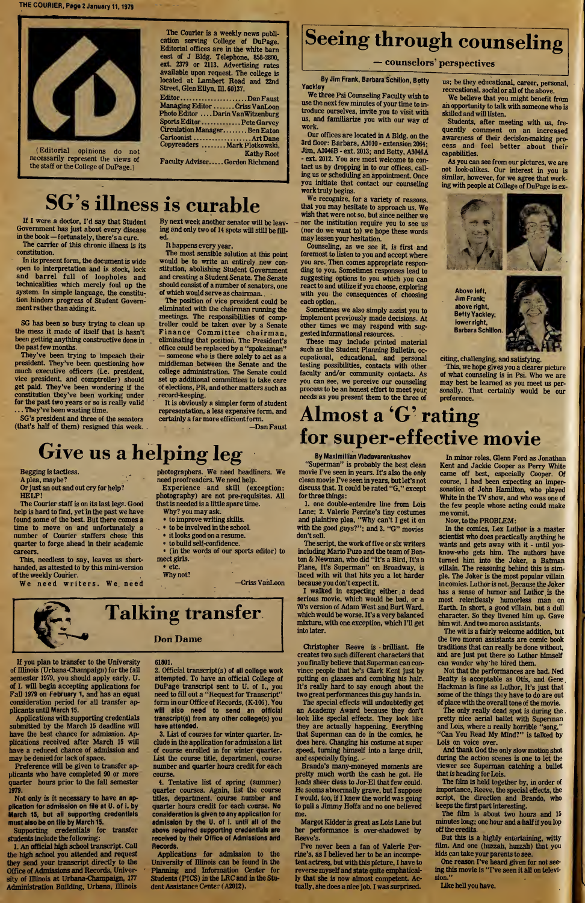The Courier is a weekly news publication serving College of DuPage. Editorial offices are in the white barn east of J Bldg. Telephone, 858-2800, ext. 2379 or 2113. Advertising rates available upon request. The college is located at Lambert Road and 22nd Street, Glen Ellyn, Ill. 60137.

Editor....................Dan Faust
Managing Editor.......Criss VanLoon
Photo Editor....Darin VanWitzenburg
Sports Editor.............Pete Garvey
Circulation Manager........Ben Eaton
Cartoonist..................Art Dane
Copyreaders........Mark Plotkowski, Kathy Root
Faculty Adviser.....Gordon Richmond

(Editorial opinions do not necessarily represent the views of the staff or the College of DuPage.)

# SG's illness is curable

If I were a doctor, I'd say that Student Government has just about every disease in the book — fortunately, there's a cure.

The carrier of this chronic illness is its constitution.

In its present form, the document is wide open to interpretation and is stock, lock and barrel full of loopholes and technicalities which merely foul up the system. In simple language, the constitution hinders progress of Student Government rather than aiding it.

SG has been so busy trying to clean up the mess it made of itself that is hasn't been getting anything constructive done in the past few months.

They've been trying to impeach their president. They've been questioning how much executive officers (i.e. president, vice president, and comptroller) should get paid. They've been wondering if the constitution they've been working under for the past two years or so is really valid ... They've been wasting time.

SG's president and three of the senators (that's half of them) resigned this week. By next week another senator will be leaving and only two of 14 spots will still be filled.

It happens every year.

The most sensible solution at this point would be to write an entirely new constitution, abolishing Student Government and creating a Student Senate. The Senate should consist of a number of senators, one of which would serve as chairman.

The position of vice president could be eliminated with the chairman running the meetings. The responsibilities of comptroller could be taken over by a Senate Finance Committee chairman, eliminating that position. The President's office could be replaced by a "spokesman" — someone who is there solely to act as a middleman between the Senate and the college administration. The Senate could set up additional committees to take care of elections, PR, and other matters such as record-keeping.

It is obviously a simpler form of student representation, a less expensive form, and certainly a far more efficient form.

—Dan Faust

# Give us a helping leg

Begging is tactless.

A plea, maybe?

Or just an out and out cry for help?

HELP!

The Courier staff is on its last legs. Good help is hard to find, yet in the past we have found some of the best. But there comes a time to move on and unfortunately a number of Courier staffers chose this quarter to forge ahead in their academic careers.

This, needless to say, leaves us short-handed, as attested to by this mini-version of the weekly Courier.

We need writers. We need photographers. We need headliners. We need proofreaders. We need help.

Experience and skill (exception: photography) are not pre-requisites. All that is needed is a little spare time.

Why? you may ask.

- to improve writing skills.
- to be involved in the school.
- it looks good on a resume.
- to build self-confidence.
- (in the words of our sports editor) to meet girls.
- etc.

Why not?

—Criss VanLoon

# Talking transfer

**Don Dame**

If you plan to transfer to the University of Illinois (Urbana-Champaign) for the fall semester 1979, you should apply early. U. of I. will begin accepting applications for Fall 1979 on February 1, and has an equal consideration period for all transfer applicants until March 15.

Applications with supporting credentials submitted by the March 15 deadline will have the best chance for admission. Applications received after March 15 will have a reduced chance of admission and may be denied for lack of space.

Preference will be given to transfer applicants who have completed 90 or more quarter hours prior to the fall semester 1979.

**Not only is it necessary to have an application for admission on file at U. of I. by March 15, but all supporting credentials must also be on file by March 15.**

Supporting credentials for transfer students include the following:

1. An official high school transcript. Call the high school you attended and request they send your transcript directly to the Office of Admissions and Records, University of Illinois at Urbana-Champaign, 177 Administration Building, Urbana, Illinois 61801.

2. Official transcript(s) of all college work attempted. To have an official College of DuPage transcript sent to U. of I., you need to fill out a "Request for Transcript" form in our Office of Records, (K-106). **You will also need to send an official transcript(s) from any other college(s) you have attended.**

3. List of courses for winter quarter. Include in the application for admission a list of course enrolled in for winter quarter. List the course title, department, course number and quarter hours credit for each course.

4. Tentative list of spring (summer) quarter courses. Again, list the course titles, department, course number and quarter hours credit for each course. **No consideration is given to any application for admission by the U. of I. until all of the above required supporting credentials are received by their Office of Admissions and Records.**

Applications for admission to the University of Illinois can be found in the Planning and Information Center for Students (PICS) in the LRC and in the Student Assistance Center (A2012).

# Seeing through counseling

## — counselors' perspectives

**By Jim Frank, Barbara Schillon, Betty Yackley**

We three Psi Counseling Faculty wish to use the next few minutes of your time to introduce ourselves, invite you to visit with us, and familiarize you with our way of work.

Our offices are located in A Bldg. on the 3rd floor: Barbara, A3010 - extension 2064; Jim, A3046B - ext. 2013; and Betty, A3046A - ext. 2012. You are most welcome to contact us by dropping in to our offices, calling us or scheduling an appointment. Once you initiate that contact our counseling work truly begins.

We recognize, for a variety of reasons, that you may hesitate to approach us. We wish that were not so, but since neither we nor the institution require you to see us (nor do we want to) we hope these words may lessen your hesitation.

Counseling, as we see it, is first and foremost to listen to you and accept where you are. Then comes appropriate responding to you. Sometimes responses lead to suggesting options to you which you can react to and utilize if you choose, exploring with you the consequences of choosing each option.

Sometimes we also simply assist you to implement previously made decisions. At other times we may respond with suggested informational resources.

These may include printed material such as the Student Planning Bulletin, occupational, educational, and personal testing possibilities, contacts with other faculty and/or community contacts. As you can see, we perceive our counseling process to be an honest effort to meet your needs as you present them to the three of us; be they educational, career, personal, recreational, social or all of the above.

We believe that you might benefit from an opportunity to talk with someone who is skilled and will listen.

Students, after meeting with us, frequently comment on an increased awareness of their decision-making process and feel better about their capabilities.

As you can see from our pictures, we are not look-alikes. Our interest in you is similar, however, for we agree that working with people at College of DuPage is exciting, challenging, and satisfying.

Above left, Jim Frank; above right, Betty Yackley; lower right, Barbara Schillon.

This, we hope gives you a clearer picture of what counseling is in Psi. Who we are may best be learned as you meet us personally. That certainly would be our preference.

# Almost a 'G' rating for super-effective movie

**By Maximillian Vladavarenkashov**

"Superman" is probably the best clean movie I've seen in years. It's also the only clean movie I've seen in years, but let's not discuss that. It could be rated "G," except for three things:

1. one double-entendre line from Lois Lane; 2. Valerie Perrine's tiny costumes and plaintive plea, "Why can't I get it on with the good guys?"; and 3. "G" movies don't sell.

The script, the work of five or six writers including Mario Puzo and the team of Benton & Newman, who did "It's a Bird, It's a Plane, It's Superman" on Broadway, is laced with wit that hits you a lot harder because you don't expect it.

I walked in expecting either a dead serious movie, which would be bad, or a 70's version of Adam West and Burt Ward, which would be worse. It's a very balanced mixture, with one exception, which I'll get into later.

Christopher Reeve is brilliant. He creates two such different characters that you finally believe that Superman can convince people that he's Clark Kent just by putting on glasses and combing his hair. It's really hard to say enough about the two great performances this guy hands in.

The special effects will undoubtedly get an Academy Award because they don't look like special effects. They look like they are actually happening. Everything that Superman can do in the comics, he does here. Changing his costume at super speed, turning himself into a large drill, and especially flying.

Brando's many-moneyed moments are pretty much worth the cash he got. He lends sheer class to Jor-El that few could. He seems abnormally grave, but I suppose I would, too, if I knew the world was going to pull a Jimmy Hoffa and no one believed me.

Margot Kidder is great as Lois Lane but her performance is over-shadowed by Reeve's.

I've never been a fan of Valerie Perrine's, as I believed her to be an incompetent actress, but with this picture, I have to reverse myself and state quite emphatically that she is now almost competent. Actually, she does a nice job. I was surprised.

In minor roles, Glenn Ford as Jonathan Kent and Jackie Cooper as Perry White came off best, especially Cooper. Of course, I had been expecting an impersonation of John Hamilton, who played White in the TV show, and who was one of the few people whose acting could make me vomit.

Now, to the PROBLEM:

In the comics, Lex Luthor is a master scientist who does practically anything he wants and gets away with it - until you-know-who gets him. The authors have turned him into the Joker, a Batman villain. The reasoning behind this is simple. The Joker is the most popular villain in comics. Luthor is not. Because the Joker has a sense of humor and Luthor is the most relentlessly humorless man on Earth. In short, a good villain, but a dull character. So they livened him up. Gave him wit. And two moron assistants.

The wit is a fairly welcome addition, but the two moron assistants are comic book traditions that can really be done without, and are just put there so Luthor himself can wonder why he hired them.

Not that the performances are bad. Ned Beatty is acceptable as Otis, and Gene Hackman is fine as Luthor, It's just that some of the things they have to do are out of place with the overall tone of the movie.

The only really dead spot is during the pretty nice aerial ballet with Superman and Lois, where a really horrible "song," "Can You Read My Mind?" is talked by Lois on voice over.

And thank God the only slow motion shot during the action scenes is one to let the viewer see Superman catching a bullet that is heading for Lois.

The film is held together by, in order of importance, Reeve, the special effects, the script, the direction and Brando, who keeps the first part interesting.

The film is about two hours and 15 minutes long; one hour and a half if you lop off the credits.

But this is a highly entertaining, witty film. And one (huzzah, huzzah) that you kids can take your parents to see.

One reason I've heard given for not seeing this movie is "I've seen it all on television."

Like hell you have.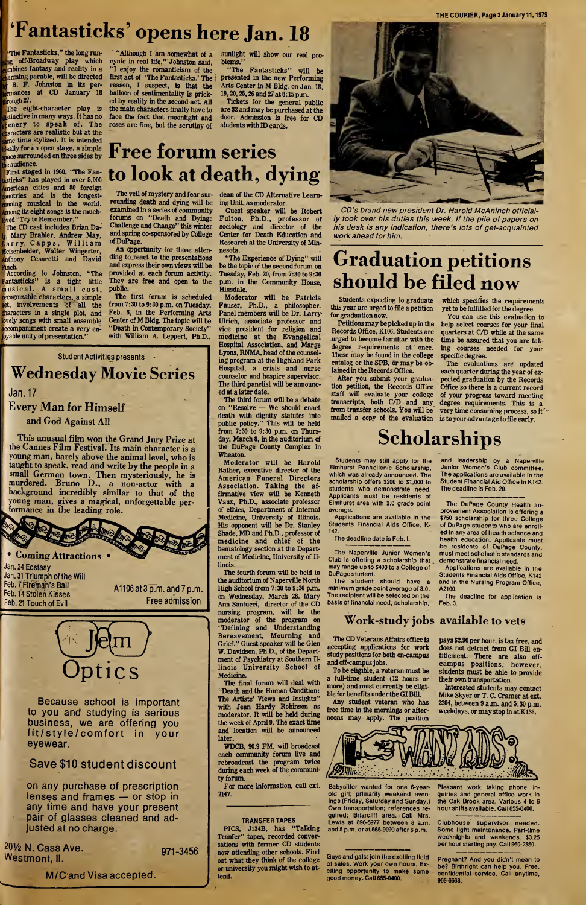# 'Fantasticks' opens here Jan. 18

"The Fantasticks," the long running off-Broadway play which combines fantasy and reality in a charming parable, will be directed by B. F. Johnston in its performances at CD January 18 through 27.

The eight-character play is distinctive in many ways. It has no scenery to speak of. The characters are realistic but at the same time stylized. It is intended ideally for an open stage, a simple space surrounded on three sides by the audience.

First staged in 1960, "The Fantasticks" has played in over 5,000 American cities and 80 foreign countries and is the longest-running musical in the world. Among its eight songs is the much-loved "Try to Remember."

The CD cast includes Brian Daly, Mary Brahler, Andrew May, Larry Capps, William Meisenbelder, Walter Wingerter, Anthony Cesaretti and David Finch.

According to Johnston, "The Fantasticks" is a tight little musical. A small cast, recognizable characters, a simple set, involvements of all the characters in a single plot, and lovely songs with small ensemble accompaniment create a very enjoyable unity of presentation."

"Although I am somewhat of a cynic in real life," Johnston said, "I enjoy the romanticism of the first act of 'The Fantasticks.' The reason, I suspect, is that the balloon of sentimentality is pricked by reality in the second act. All the main characters finally have to face the fact that moonlight and roses are fine, but the scrutiny of sunlight will show our real problems."

"The Fantasticks" will be presented in the new Performing Arts Center in M Bldg. on Jan. 18, 19, 20, 25, 26 and 27 at 8:15 p.m.

Tickets for the general public are $2 and may be purchased at the door. Admission is free for CD students with ID cards.

# Free forum series to look at death, dying

The veil of mystery and fear surrounding death and dying will be examined in a series of community forums on "Death and Dying: Challenge and Change" this winter and spring co-sponsored by College of DuPage.

An opportunity for those attending to react to the presentations and express their own views will be provided at each forum activity. They are free and open to the public.

The first forum is scheduled from 7:30 to 9:30 p.m. on Tuesday, Feb. 6, in the Performing Arts Center of M Bldg. The topic will be "Death in Contemporary Society" with William A. Leppert, Ph.D., dean of the CD Alternative Learning Unit, as moderator.

Guest speaker will be Robert Fulton, Ph.D., professor of sociology and director of the Center for Death Education and Research at the University of Minnesota.

"The Experience of Dying" will be the topic of the second forum on Tuesday, Feb. 20, from 7:30 to 9:30 p.m. in the Community House, Hinsdale.

Moderator will be Patricia Fauser, Ph.D., a philosopher. Panel members will be Dr. Larry Ulrich, associate professor and vice president for religion and medicine at the Evangelical Hospital Association, and Marge Lyons, RNMA, head of the counseling program at the Highland Park Hospital, a crisis and nurse counselor and hospice supervisor. The third panelist will be announced at a later date.

The third forum will be a debate on "Resolve — We should enact death with dignity statutes into public policy." This will be held from 7:30 to 9:30 p.m. on Thursday, March 8, in the auditorium of the DuPage County Complex in Wheaton.

Moderator will be Harold Rather, executive director of the American Funeral Directors Association. Taking the affirmative view will be Kenneth Vaux, Ph.D., associate professor of ethics, Department of Internal Medicine, University of Illinois. His opponent will be Dr. Stanley Shade, MD and Ph.D., professor of medicine and chief of the hematology section at the Department of Medicine, University of Illinois.

The fourth forum will be held in the auditorium of Naperville North High School from 7:30 to 9:30 p.m. on Wednesday, March 28. Mary Ann Santucci, director of the CD nursing program, will be the moderator of the program on "Defining and Understanding Bereavement, Mourning and Grief." Guest speaker will be Glen W. Davidson, Ph.D., of the Department of Psychiatry at Southern Illinois University School of Medicine.

The final forum will deal with "Death and the Human Condition: The Artists' Views and Insights" with Jean Hardy Robinson as moderator. It will be held during the week of April 9. The exact time and location will be announced later.

WDCB, 90.9 FM, will broadcast each community forum live and rebroadcast the program twice during each week of the community forum.

For more information, call ext. 2147.

## TRANSFER TAPES

PICS, J134B, has "Talking Tranfer" tapes, recorded conversations with former CD students now attending other schools. Find out what they think of the college or university you might wish to attend.

Student Activities presents

## Wednesday Movie Series

Jan. 17

**Every Man for Himself and God Against All**

This unusual film won the Grand Jury Prize at the Cannes Film Festival. Its main character is a young man, barely above the animal level, who is taught to speak, read and write by the people in a small German town. Then mysteriously, he is murdered. Bruno D., a non-actor with a background incredibly similar to that of the young man, gives a magical, unforgettable performance in the leading role.

**• Coming Attractions •**

Jan. 24 Ecstasy
Jan. 31 Triumph of the Will
Feb. 7 Fireman's Ball
Feb. 14 Stolen Kisses
Feb. 21 Touch of Evil

A1106 at 3 p.m. and 7 p.m.
Free admission

**Jem Optics**

Because school is important to you and studying is serious business, we are offering you fit/style/comfort in your eyewear.

Save $10 student discount

on any purchase of prescription lenses and frames — or stop in any time and have your present pair of glasses cleaned and adjusted at no charge.

20½ N. Cass Ave.
Westmont, Il.
971-3456

M/C and Visa accepted.

CD's brand new president Dr. Harold McAninch officially took over his duties this week. If the pile of papers on his desk is any indication, there's lots of get-acquainted work ahead for him.

# Graduation petitions should be filed now

Students expecting to graduate this year are urged to file a petition for graduation now.

Petitions may be picked up in the Records Office, K106. Students are urged to become familiar with the degree requirements at once. These may be found in the college catalog or the SPB, or may be obtained in the Records Office.

After you submit your graduation petition, the Records Office staff will evaluate your college transcripts, both C/D and any from transfer schools. You will be mailed a copy of the evaluation which specifies the requirements yet to be fulfilled for the degree.

You can use this evaluation to help select courses for your final quarters at C/D while at the same time be assured that you are taking courses needed for your specific degree.

The evaluations are updated each quarter during the year of expected graduation by the Records Office so there is a current record of your progress toward meeting degree requirements. This is a very time consuming process, so it is to your advantage to file early.

# Scholarships

Students may still apply for the Elmhurst Panhellenic Scholarship, which was already announced. The scholarship offers $200 to $1,000 to students who demonstrate need. Applicants must be residents of Elmhurst area with 2.0 grade point average.

Applications are available in the Students Financial Aids Office, K-142.

The deadline date is Feb. 1.

The Naperville Junior Women's Club is offering a scholarship that may range up to $400 to a College of DuPage student.

The student should have a minimum grade point average of 3.0. The recipient will be selected on the basis of financial need, scholarship, and leadership by a Naperville Junior Women's Club committee. The applications are available in the Student Financial Aid Office in K142. The deadline is Feb. 20.

The DuPage County Health Improvement Association is offering a $750 scholarship for three College of DuPage students who are enrolled in any area of health science and health education. Applicants must be residents of DuPage County, must meet scholastic standards and demonstrate financial need.

Applications are available in the Students Financial Aids Office, K142 and in the Nursing Program Office, A2100.

The deadline for application is Feb. 3.

## Work-study jobs available to vets

The CD Veterans Affairs office is accepting applications for work study positions for both on-campus and off-campus jobs.

To be eligible, a veteran must be a full-time student (12 hours or more) and must currently be eligible for benefits under the GI Bill.

Any student veteran who has free time in the mornings or afternoons may apply. The position pays $2.90 per hour, is tax free, and does not detract from GI Bill entitlement. There are also off-campus positions; however, students must be able to provide their own transportation.

Interested students may contact Mike Skyer or T. C. Cramer at ext. 2204, between 9 a.m. and 5:30 p.m. weekdays, or may stop in at K136.

## WANT ADS

Babysitter wanted for one 6-year-old girl; primarily weekend evenings (Friday, Saturday and Sunday.) Own transportation; references required; Briarcliff area. Call Mrs. Lewis at 896-5977 between 8 a.m. and 5 p.m. or at 665-9090 after 6 p.m.

Guys and gals: join the exciting field of sales. Work your own hours. Exciting opportunity to make some good money. Call 655-0400.

Pleasant work taking phone inquiries and general office work in the Oak Brook area. Various 4 to 6 hour shifts available. Call 655-0400.

Clubhouse supervisor needed. Some light maintenance. Part-time weeknights and weekends. $3.25 per hour starting pay. Call 960-2850.

Pregnant? And you didn't mean to be? Birthright can help you. Free, confidential service. Call anytime, 968-6668.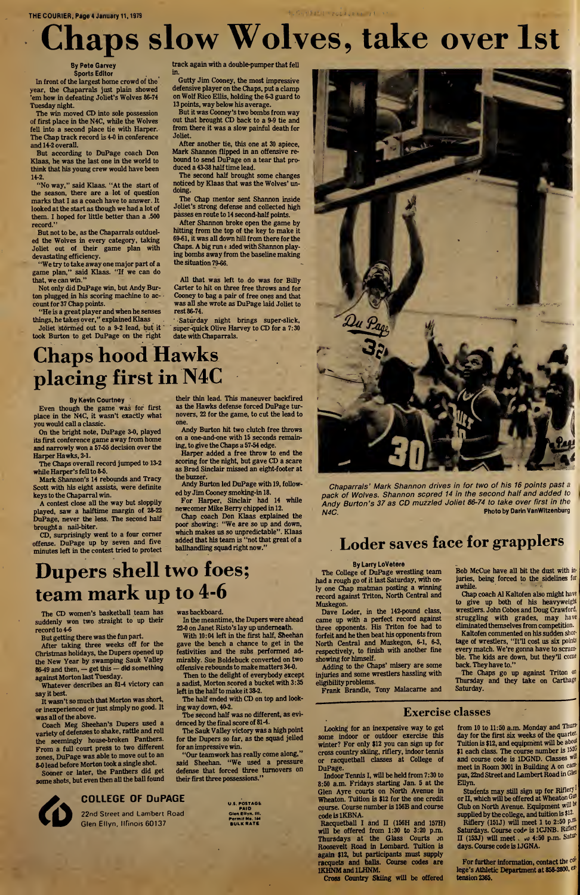# Chaps slow Wolves, take over 1st

**By Pete Garvey**
**Sports Editor**

In front of the largest home crowd of the year, the Chaparrals just plain showed 'em how in defeating Joliet's Wolves 86-74 Tuesday night.

The win moved CD into sole possession of first place in the N4C, while the Wolves fell into a second place tie with Harper. The Chap track record is 4-0 in conference and 14-2 overall.

But according to DuPage coach Don Klaas, he was the last one in the world to think that his young crew would have been 14-2.

"No way," said Klaas. "At the start of the season, there are a lot of question marks that I as a coach have to answer. It looked at the start as though we had a lot of them. I hoped for little better than a .500 record."

But not to be, as the Chaparrals outdueled the Wolves in every category, taking Joliet out of their game plan with devastating efficiency.

"We try to take away one major part of a game plan," said Klaas. "If we can do that, we can win."

Not only did DuPage win, but Andy Burton plugged in his scoring machine to account for 37 Chap points.

"He is a great player and when he senses things, he takes over," explained Klaas.

Joliet stormed out to a 9-2 lead, but it took Burton to get DuPage on the right track again with a double-pumper that fell in.

Gutty Jim Cooney, the most impressive defensive player on the Chaps, put a clamp on Wolf Rico Ellis, holding the 6-3 guard to 13 points, way below his average.

But it was Cooney's two bombs from way out that brought CD back to a 9-9 tie and from there it was a slow painful death for Joliet.

After another tie, this one at 30 apiece, Mark Shannon flipped in an offensive rebound to send DuPage on a tear that produced a 43-38 half time lead.

The second half brought some changes noticed by Klaas that was the Wolves' undoing.

The Chap mentor sent Shannon inside Joliet's strong defense and collected high passes en route to 14 second-half points.

After Shannon broke open the game by hitting from the top of the key to make it 69-61, it was all down hill from there for the Chaps. A big run ended with Shannon playing bombs away from the baseline making the situation 79-66.

All that was left to do was for Billy Carter to hit on three free throws and for Cooney to bag a pair of free ones and that was all she wrote as DuPage laid Joliet to rest 86-74.

Saturday night brings super-slick, super-quick Olive Harvey to CD for a 7:30 date with Chaparrals.

*Chaparrals' Mark Shannon drives in for two of his 16 points past a pack of Wolves. Shannon scored 14 in the second half and added to Andy Burton's 37 as CD muzzled Joliet 86-74 to take over first in the N4C.* Photo by Darin VanWitzenburg

# Chaps hood Hawks placing first in N4C

**By Kevin Courtney**

Even though the game was for first place in the N4C, it wasn't exactly what you would call a classic.

On the bright note, DuPage 3-0, played its first conference game away from home and narrowly won a 57-55 decision over the Harper Hawks, 2-1.

The Chaps overall record jumped to 13-2 while Harper's fell to 8-5.

Mark Shannon's 14 rebounds and Tracy Scott with his eight assists, were definite keys to the Chaparral win.

A contest close all the way but sloppily played, saw a halftime margin of 28-22 DuPage, never the less. The second half brought a nail-biter.

CD, surprisingly went to a four corner offense. DuPage up by seven and five minutes left in the contest tried to protect their thin lead. This maneuver backfired as the Hawks defense forced DuPage turnovers, 22 for the game, to cut the lead to one.

Andy Burton hit two clutch free throws on a one-and-one with 15 seconds remaining, to give the Chaps a 57-54 edge.

Harper added a free throw to end the scoring for the night, but gave CD a scare as Brad Sinclair missed an eight-footer at the buzzer.

Andy Burton led DuPage with 19, followed by Jim Cooney smoking-in 18.

For Harper, Sinclair had 14 while newcomer Mike Berry chipped in 12.

Chap coach Don Klaas explained the poor showing: "We are so up and down, which makes us so unpredictable". Klaas added that his team is "not that great of a ballhandling squad right now."

# Dupers shell two foes; team mark up to 4-6

The CD women's basketball team has suddenly won two straight to up their record to 4-6.

But getting there was the fun part.

After taking three weeks off for the Christmas holidays, the Dupers opened up the New Year by swamping Sauk Valley 86-49 and then, — get this — did something against Morton last Tuesday.

Whatever each describes an 81-4 victory can say it best.

It wasn't so much that Morton was short, or inexperienced or just simply no good. It was all of the above.

Coach Meg Sheehan's Dupers used a variety of defenses to shake, rattle and roll the seemingly house-broken Panthers. From a full court press to two different zones, DuPage was able to move out to an 8-0 lead before Morton took a single shot.

Sooner or later, the Panthers did get some shots, but even then all the ball found was backboard.

In the meantime, the Dupers were ahead 22-0 on Janet Risto's lay up underneath.

With 10:04 left in the first half, Sheehan gave the bench a chance to get in the festivities and the subs performed admirably. Sue Boldebuck converted on two offensive rebounds to make matters 34-0.

Then to the delight of everybody except a sadist, Morton scored a bucket with 3:35 left in the half to make it 38-2.

The half ended with CD on top and looking way down, 40-2.

The second half was no different, as evidenced by the final score of 81-4.

The Sauk Valley victory was a high point for the Dupers so far, as the squad jelled for an impressive win.

"Our teamwork has really come along," said Sheehan. "We used a pressure defense that forced three turnovers on their first three possessions."

# Loder saves face for grapplers

**By Larry LoVetere**

The College of DuPage wrestling team had a rough go of it last Saturday, with only one Chap matman posting a winning record against Triton, North Central and Muskegon.

Dave Loder, in the 142-pound class, came up with a perfect record against three opponents. His Triton foe had to forfeit and he then beat his opponents from North Central and Muskegon, 6-1, 6-3, respectively, to finish with another fine showing for himself.

Adding to the Chaps' misery are some injuries and some wrestlers hassling with eligibility problems.

Frank Brandle, Tony Malacarne and Bob McCue have all bit the dust with injuries, being forced to the sidelines for awhile.

Chap coach Al Kaltofen also might have to give up both of his heavyweight wrestlers. John Cobos and Doug Crawford, struggling with grades, may have eliminated themselves from competition.

Kaltofen commented on his sudden shortage of wrestlers, "It'll cost us six points every match. We're gonna have to scramble. The kids are down, but they'll come back. They have to."

The Chaps go up against Triton on Thursday and they take on Carthage Saturday.

## Exercise classes

Looking for an inexpensive way to get some indoor or outdoor exercise this winter? For only $12 you can sign up for cross country skiing, riflery, indoor tennis or racquetball classes at College of DuPage.

Indoor Tennis I, will be held from 7:30 to 8:50 a.m. Fridays starting Jan. 5 at the Glen Ayre courts on North Avenue in Wheaton. Tuition is $12 for the one credit course. Course number is 156B and course code is 1KBNA.

Racquetball I and II (156H and 157H) will be offered from 1:30 to 3:20 p.m. Thursdays at the Glass Courts on Roosevelt Road in Lombard. Tuition is again $12, but participants must supply racquets and balls. Course codes are 1KHNM and 1LHNM.

Cross Country Skiing will be offered from 10 to 11:50 a.m. Monday and Thursday for the first six weeks of the quarter. Tuition is $12, and equipment will be about $1 each class. The course number is 152G and course code is 1DGND. Classes will meet in Room 3001 in Building A on campus, 22nd Street and Lambert Road in Glen Ellyn.

Students may still sign up for Riflery I or II, which will be offered at Wheaton Gun Club on North Avenue. Equipment will be supplied by the college, and tuition is $12.

Riflery (151J) will meet 1 to 2:50 p.m. Saturdays. Course code is 1CJNB. Riflery II (153J) will meet ... to 4:50 p.m. Saturdays. Course code is 1JGNA.

For further information, contact the college's Athletic Department at 858-2800, extension 2365.

**COLLEGE OF DuPAGE**
22nd Street and Lambert Road
Glen Ellyn, Illinois 60137

U.S. POSTAGE PAID
Glen Ellyn, Ill.
Permit No. 164
BULK RATE